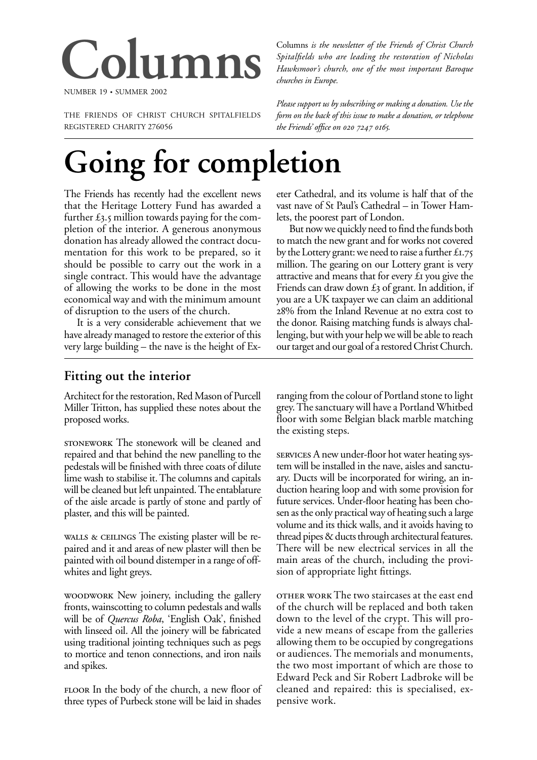# Columns

NUMBER 19 • SUMMER 2002

THE FRIENDS OF CHRIST CHURCH SPITALFIELDS
REGISTERED CHARITY 276056

Columns *is the newsletter of the Friends of Christ Church Spitalfields who are leading the restoration of Nicholas Hawksmoor's church, one of the most important Baroque churches in Europe.*

*Please support us by subscribing or making a donation. Use the form on the back of this issue to make a donation, or telephone the Friends' office on 020 7247 0165.*

# Going for completion

The Friends has recently had the excellent news that the Heritage Lottery Fund has awarded a further £3.5 million towards paying for the completion of the interior. A generous anonymous donation has already allowed the contract documentation for this work to be prepared, so it should be possible to carry out the work in a single contract. This would have the advantage of allowing the works to be done in the most economical way and with the minimum amount of disruption to the users of the church.

It is a very considerable achievement that we have already managed to restore the exterior of this very large building – the nave is the height of Exeter Cathedral, and its volume is half that of the vast nave of St Paul's Cathedral – in Tower Hamlets, the poorest part of London.

But now we quickly need to find the funds both to match the new grant and for works not covered by the Lottery grant: we need to raise a further £1.75 million. The gearing on our Lottery grant is very attractive and means that for every £1 you give the Friends can draw down £3 of grant. In addition, if you are a UK taxpayer we can claim an additional 28% from the Inland Revenue at no extra cost to the donor. Raising matching funds is always challenging, but with your help we will be able to reach our target and our goal of a restored Christ Church.

## Fitting out the interior

Architect for the restoration, Red Mason of Purcell Miller Tritton, has supplied these notes about the proposed works.

STONEWORK The stonework will be cleaned and repaired and that behind the new panelling to the pedestals will be finished with three coats of dilute lime wash to stabilise it. The columns and capitals will be cleaned but left unpainted. The entablature of the aisle arcade is partly of stone and partly of plaster, and this will be painted.

WALLS & CEILINGS The existing plaster will be repaired and it and areas of new plaster will then be painted with oil bound distemper in a range of off-whites and light greys.

WOODWORK New joinery, including the gallery fronts, wainscotting to column pedestals and walls will be of *Quercus Roba*, 'English Oak', finished with linseed oil. All the joinery will be fabricated using traditional jointing techniques such as pegs to mortice and tenon connections, and iron nails and spikes.

FLOOR In the body of the church, a new floor of three types of Purbeck stone will be laid in shades ranging from the colour of Portland stone to light grey. The sanctuary will have a Portland Whitbed floor with some Belgian black marble matching the existing steps.

SERVICES A new under-floor hot water heating system will be installed in the nave, aisles and sanctuary. Ducts will be incorporated for wiring, an induction hearing loop and with some provision for future services. Under-floor heating has been chosen as the only practical way of heating such a large volume and its thick walls, and it avoids having to thread pipes & ducts through architectural features. There will be new electrical services in all the main areas of the church, including the provision of appropriate light fittings.

OTHER WORK The two staircases at the east end of the church will be replaced and both taken down to the level of the crypt. This will provide a new means of escape from the galleries allowing them to be occupied by congregations or audiences. The memorials and monuments, the two most important of which are those to Edward Peck and Sir Robert Ladbroke will be cleaned and repaired: this is specialised, expensive work.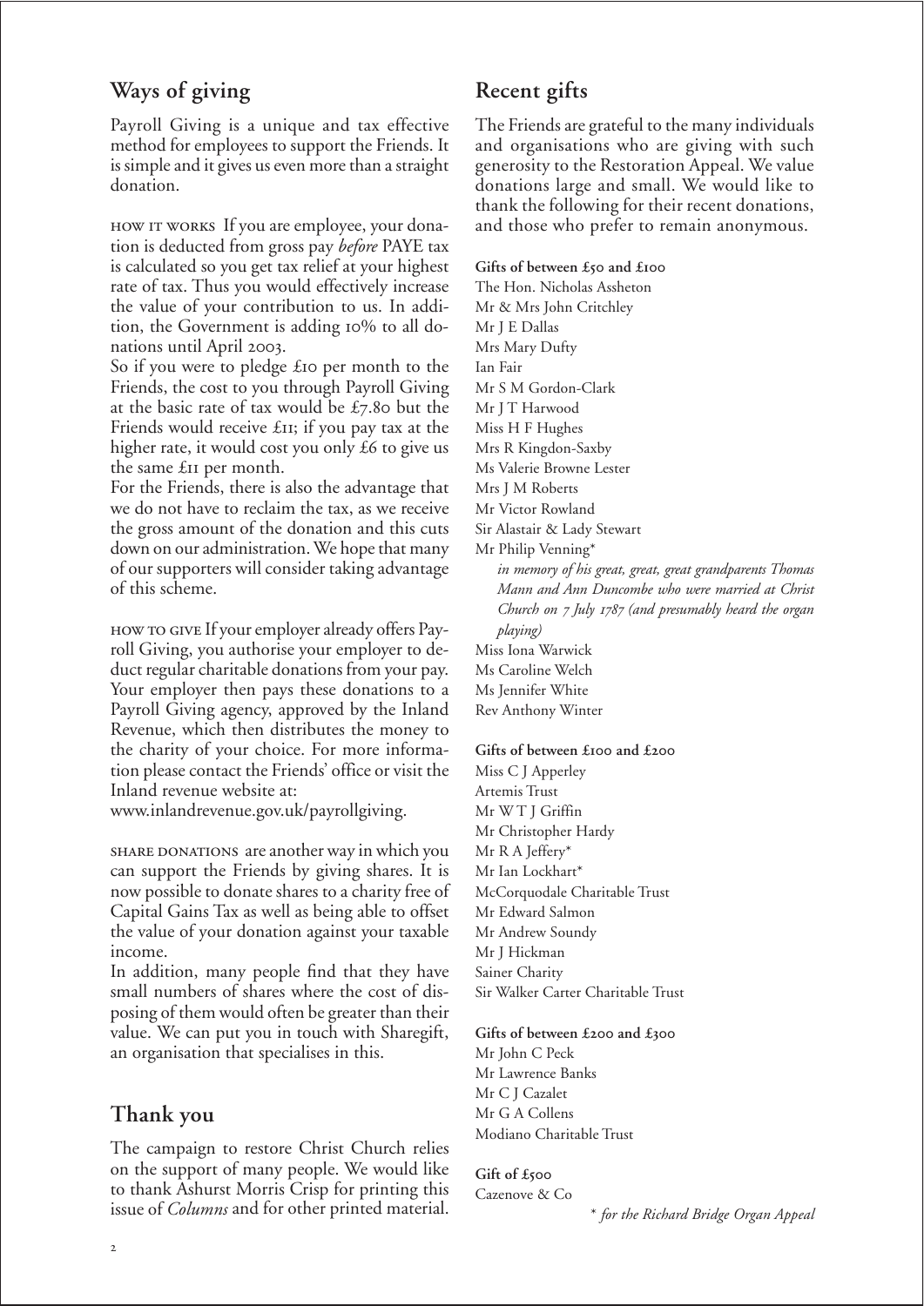## Ways of giving

Payroll Giving is a unique and tax effective method for employees to support the Friends. It is simple and it gives us even more than a straight donation.

HOW IT WORKS If you are employee, your donation is deducted from gross pay *before* PAYE tax is calculated so you get tax relief at your highest rate of tax. Thus you would effectively increase the value of your contribution to us. In addition, the Government is adding 10% to all donations until April 2003.

So if you were to pledge £10 per month to the Friends, the cost to you through Payroll Giving at the basic rate of tax would be £7.80 but the Friends would receive £11; if you pay tax at the higher rate, it would cost you only £6 to give us the same £11 per month.

For the Friends, there is also the advantage that we do not have to reclaim the tax, as we receive the gross amount of the donation and this cuts down on our administration. We hope that many of our supporters will consider taking advantage of this scheme.

HOW TO GIVE If your employer already offers Payroll Giving, you authorise your employer to deduct regular charitable donations from your pay. Your employer then pays these donations to a Payroll Giving agency, approved by the Inland Revenue, which then distributes the money to the charity of your choice. For more information please contact the Friends' office or visit the Inland revenue website at:
www.inlandrevenue.gov.uk/payrollgiving.

SHARE DONATIONS are another way in which you can support the Friends by giving shares. It is now possible to donate shares to a charity free of Capital Gains Tax as well as being able to offset the value of your donation against your taxable income.

In addition, many people find that they have small numbers of shares where the cost of disposing of them would often be greater than their value. We can put you in touch with Sharegift, an organisation that specialises in this.

## Thank you

The campaign to restore Christ Church relies on the support of many people. We would like to thank Ashurst Morris Crisp for printing this issue of *Columns* and for other printed material.

## Recent gifts

The Friends are grateful to the many individuals and organisations who are giving with such generosity to the Restoration Appeal. We value donations large and small. We would like to thank the following for their recent donations, and those who prefer to remain anonymous.

**Gifts of between £50 and £100**

The Hon. Nicholas Assheton
Mr & Mrs John Critchley
Mr J E Dallas
Mrs Mary Dufty
Ian Fair
Mr S M Gordon-Clark
Mr J T Harwood
Miss H F Hughes
Mrs R Kingdon-Saxby
Ms Valerie Browne Lester
Mrs J M Roberts
Mr Victor Rowland
Sir Alastair & Lady Stewart
Mr Philip Venning*
*in memory of his great, great, great grandparents Thomas Mann and Ann Duncombe who were married at Christ Church on 7 July 1787 (and presumably heard the organ playing)*
Miss Iona Warwick
Ms Caroline Welch
Ms Jennifer White
Rev Anthony Winter

**Gifts of between £100 and £200**

Miss C J Apperley
Artemis Trust
Mr W T J Griffin
Mr Christopher Hardy
Mr R A Jeffery*
Mr Ian Lockhart*
McCorquodale Charitable Trust
Mr Edward Salmon
Mr Andrew Soundy
Mr J Hickman
Sainer Charity
Sir Walker Carter Charitable Trust

**Gifts of between £200 and £300**

Mr John C Peck
Mr Lawrence Banks
Mr C J Cazalet
Mr G A Collens
Modiano Charitable Trust

**Gift of £500**

Cazenove & Co

\* *for the Richard Bridge Organ Appeal*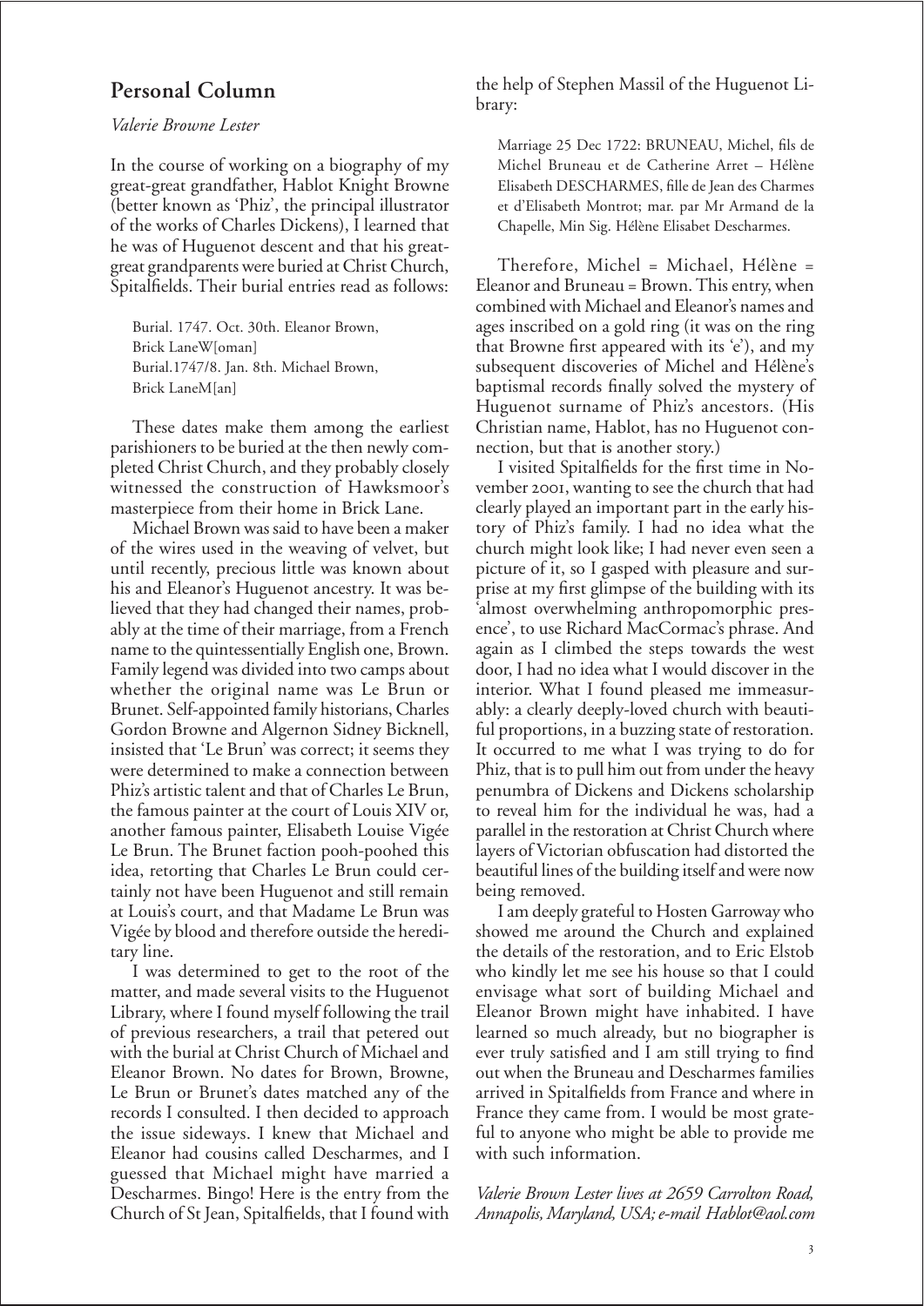## Personal Column

*Valerie Browne Lester*

In the course of working on a biography of my great-great grandfather, Hablot Knight Browne (better known as 'Phiz', the principal illustrator of the works of Charles Dickens), I learned that he was of Huguenot descent and that his great-great grandparents were buried at Christ Church, Spitalfields. Their burial entries read as follows:

> Burial. 1747. Oct. 30th. Eleanor Brown, Brick LaneW[oman]
> Burial.1747/8. Jan. 8th. Michael Brown, Brick LaneM[an]

These dates make them among the earliest parishioners to be buried at the then newly completed Christ Church, and they probably closely witnessed the construction of Hawksmoor's masterpiece from their home in Brick Lane.

Michael Brown was said to have been a maker of the wires used in the weaving of velvet, but until recently, precious little was known about his and Eleanor's Huguenot ancestry. It was believed that they had changed their names, probably at the time of their marriage, from a French name to the quintessentially English one, Brown. Family legend was divided into two camps about whether the original name was Le Brun or Brunet. Self-appointed family historians, Charles Gordon Browne and Algernon Sidney Bicknell, insisted that 'Le Brun' was correct; it seems they were determined to make a connection between Phiz's artistic talent and that of Charles Le Brun, the famous painter at the court of Louis XIV or, another famous painter, Elisabeth Louise Vigée Le Brun. The Brunet faction pooh-poohed this idea, retorting that Charles Le Brun could certainly not have been Huguenot and still remain at Louis's court, and that Madame Le Brun was Vigée by blood and therefore outside the hereditary line.

I was determined to get to the root of the matter, and made several visits to the Huguenot Library, where I found myself following the trail of previous researchers, a trail that petered out with the burial at Christ Church of Michael and Eleanor Brown. No dates for Brown, Browne, Le Brun or Brunet's dates matched any of the records I consulted. I then decided to approach the issue sideways. I knew that Michael and Eleanor had cousins called Descharmes, and I guessed that Michael might have married a Descharmes. Bingo! Here is the entry from the Church of St Jean, Spitalfields, that I found with the help of Stephen Massil of the Huguenot Library:

> Marriage 25 Dec 1722: BRUNEAU, Michel, fils de Michel Bruneau et de Catherine Arret – Hélène Elisabeth DESCHARMES, fille de Jean des Charmes et d'Elisabeth Montrot; mar. par Mr Armand de la Chapelle, Min Sig. Hélène Elisabet Descharmes.

Therefore, Michel = Michael, Hélène = Eleanor and Bruneau = Brown. This entry, when combined with Michael and Eleanor's names and ages inscribed on a gold ring (it was on the ring that Browne first appeared with its 'e'), and my subsequent discoveries of Michel and Hélène's baptismal records finally solved the mystery of Huguenot surname of Phiz's ancestors. (His Christian name, Hablot, has no Huguenot connection, but that is another story.)

I visited Spitalfields for the first time in November 2001, wanting to see the church that had clearly played an important part in the early history of Phiz's family. I had no idea what the church might look like; I had never even seen a picture of it, so I gasped with pleasure and surprise at my first glimpse of the building with its 'almost overwhelming anthropomorphic presence', to use Richard MacCormac's phrase. And again as I climbed the steps towards the west door, I had no idea what I would discover in the interior. What I found pleased me immeasurably: a clearly deeply-loved church with beautiful proportions, in a buzzing state of restoration. It occurred to me what I was trying to do for Phiz, that is to pull him out from under the heavy penumbra of Dickens and Dickens scholarship to reveal him for the individual he was, had a parallel in the restoration at Christ Church where layers of Victorian obfuscation had distorted the beautiful lines of the building itself and were now being removed.

I am deeply grateful to Hosten Garroway who showed me around the Church and explained the details of the restoration, and to Eric Elstob who kindly let me see his house so that I could envisage what sort of building Michael and Eleanor Brown might have inhabited. I have learned so much already, but no biographer is ever truly satisfied and I am still trying to find out when the Bruneau and Descharmes families arrived in Spitalfields from France and where in France they came from. I would be most grateful to anyone who might be able to provide me with such information.

*Valerie Brown Lester lives at 2659 Carrolton Road, Annapolis, Maryland, USA; e-mail Hablot@aol.com*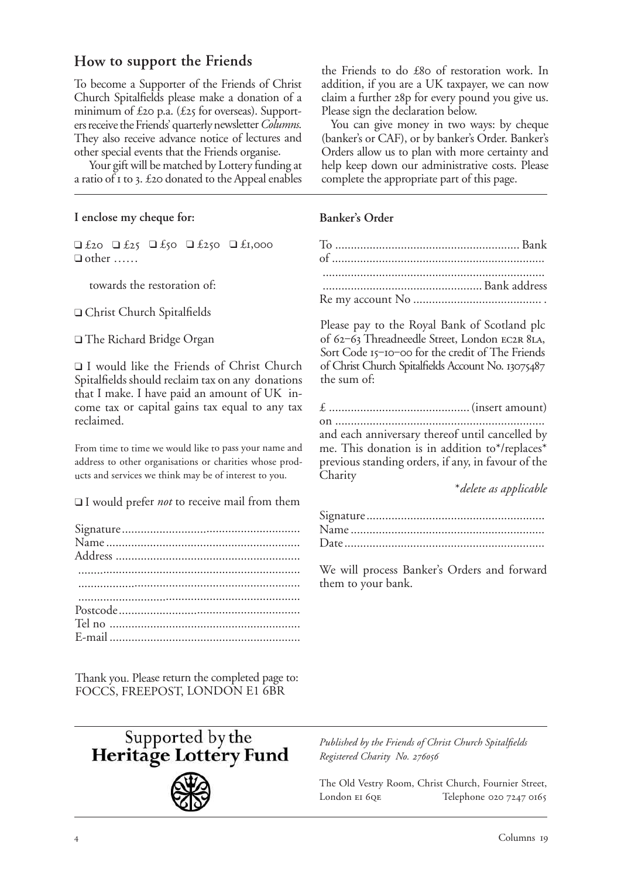## How to support the Friends

To become a Supporter of the Friends of Christ Church Spitalfields please make a donation of a minimum of £20 p.a. (£25 for overseas). Supporters receive the Friends' quarterly newsletter *Columns*. They also receive advance notice of lectures and other special events that the Friends organise.

Your gift will be matched by Lottery funding at a ratio of 1 to 3. £20 donated to the Appeal enables the Friends to do £80 of restoration work. In addition, if you are a UK taxpayer, we can now claim a further 28p for every pound you give us. Please sign the declaration below.

You can give money in two ways: by cheque (banker's or CAF), or by banker's Order. Banker's Orders allow us to plan with more certainty and help keep down our administrative costs. Please complete the appropriate part of this page.

**I enclose my cheque for:**

❑ £20 ❑ £25 ❑ £50 ❑ £250 ❑ £1,000
❑ other ……

towards the restoration of:

❑ Christ Church Spitalfields

❑ The Richard Bridge Organ

❑ I would like the Friends of Christ Church Spitalfields should reclaim tax on any donations that I make. I have paid an amount of UK income tax or capital gains tax equal to any tax reclaimed.

From time to time we would like to pass your name and address to other organisations or charities whose products and services we think may be of interest to you.

❑ I would prefer *not* to receive mail from them

Signature……………………………………………
Name……………………………………………
Address……………………………………………
……………………………………………
……………………………………………
……………………………………………
Postcode……………………………………………
Tel no……………………………………………
E-mail……………………………………………

Thank you. Please return the completed page to:
FOCCS, FREEPOST, LONDON E1 6BR

**Banker's Order**

To …………………………………………… Bank
of ……………………………………………
……………………………………………
…………………………………………… Bank address
Re my account No …………………………………………… .

Please pay to the Royal Bank of Scotland plc of 62–63 Threadneedle Street, London EC2R 8LA, Sort Code 15–10–00 for the credit of The Friends of Christ Church Spitalfields Account No. 13075487 the sum of:

£ …………………………………………… (insert amount)
on ……………………………………………
and each anniversary thereof until cancelled by me. This donation is in addition to*/replaces* previous standing orders, if any, in favour of the Charity

*\*delete as applicable*

Signature……………………………………………
Name……………………………………………
Date……………………………………………

We will process Banker's Orders and forward them to your bank.

Supported by the
**Heritage Lottery Fund**

*Published by the Friends of Christ Church Spitalfields*
*Registered Charity No. 276056*

The Old Vestry Room, Christ Church, Fournier Street, London E1 6QE Telephone 020 7247 0165